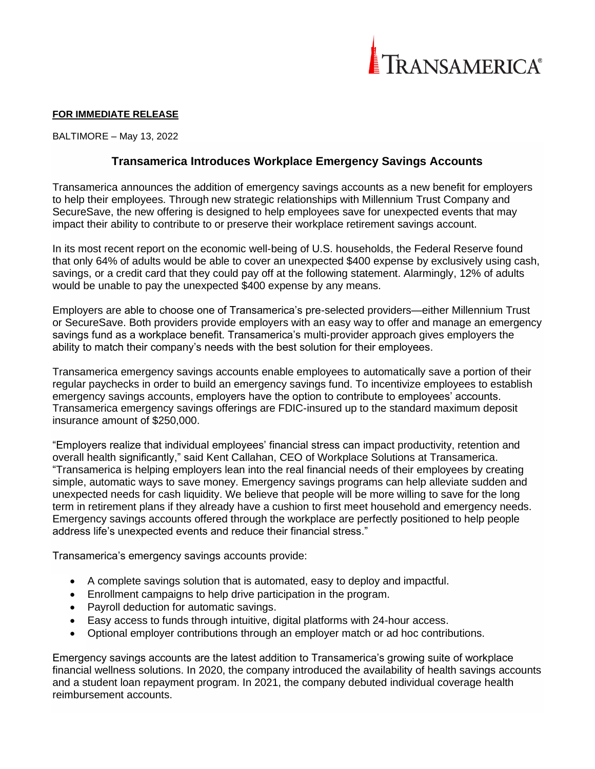TRANSAMERICA®

**FOR IMMEDIATE RELEASE**

BALTIMORE – May 13, 2022

## Transamerica Introduces Workplace Emergency Savings Accounts

Transamerica announces the addition of emergency savings accounts as a new benefit for employers to help their employees. Through new strategic relationships with Millennium Trust Company and SecureSave, the new offering is designed to help employees save for unexpected events that may impact their ability to contribute to or preserve their workplace retirement savings account.

In its most recent report on the economic well-being of U.S. households, the Federal Reserve found that only 64% of adults would be able to cover an unexpected $400 expense by exclusively using cash, savings, or a credit card that they could pay off at the following statement. Alarmingly, 12% of adults would be unable to pay the unexpected $400 expense by any means.

Employers are able to choose one of Transamerica's pre-selected providers—either Millennium Trust or SecureSave. Both providers provide employers with an easy way to offer and manage an emergency savings fund as a workplace benefit. Transamerica's multi-provider approach gives employers the ability to match their company's needs with the best solution for their employees.

Transamerica emergency savings accounts enable employees to automatically save a portion of their regular paychecks in order to build an emergency savings fund. To incentivize employees to establish emergency savings accounts, employers have the option to contribute to employees' accounts. Transamerica emergency savings offerings are FDIC-insured up to the standard maximum deposit insurance amount of $250,000.

"Employers realize that individual employees' financial stress can impact productivity, retention and overall health significantly," said Kent Callahan, CEO of Workplace Solutions at Transamerica. "Transamerica is helping employers lean into the real financial needs of their employees by creating simple, automatic ways to save money. Emergency savings programs can help alleviate sudden and unexpected needs for cash liquidity. We believe that people will be more willing to save for the long term in retirement plans if they already have a cushion to first meet household and emergency needs. Emergency savings accounts offered through the workplace are perfectly positioned to help people address life's unexpected events and reduce their financial stress."

Transamerica's emergency savings accounts provide:

- A complete savings solution that is automated, easy to deploy and impactful.
- Enrollment campaigns to help drive participation in the program.
- Payroll deduction for automatic savings.
- Easy access to funds through intuitive, digital platforms with 24-hour access.
- Optional employer contributions through an employer match or ad hoc contributions.

Emergency savings accounts are the latest addition to Transamerica's growing suite of workplace financial wellness solutions. In 2020, the company introduced the availability of health savings accounts and a student loan repayment program. In 2021, the company debuted individual coverage health reimbursement accounts.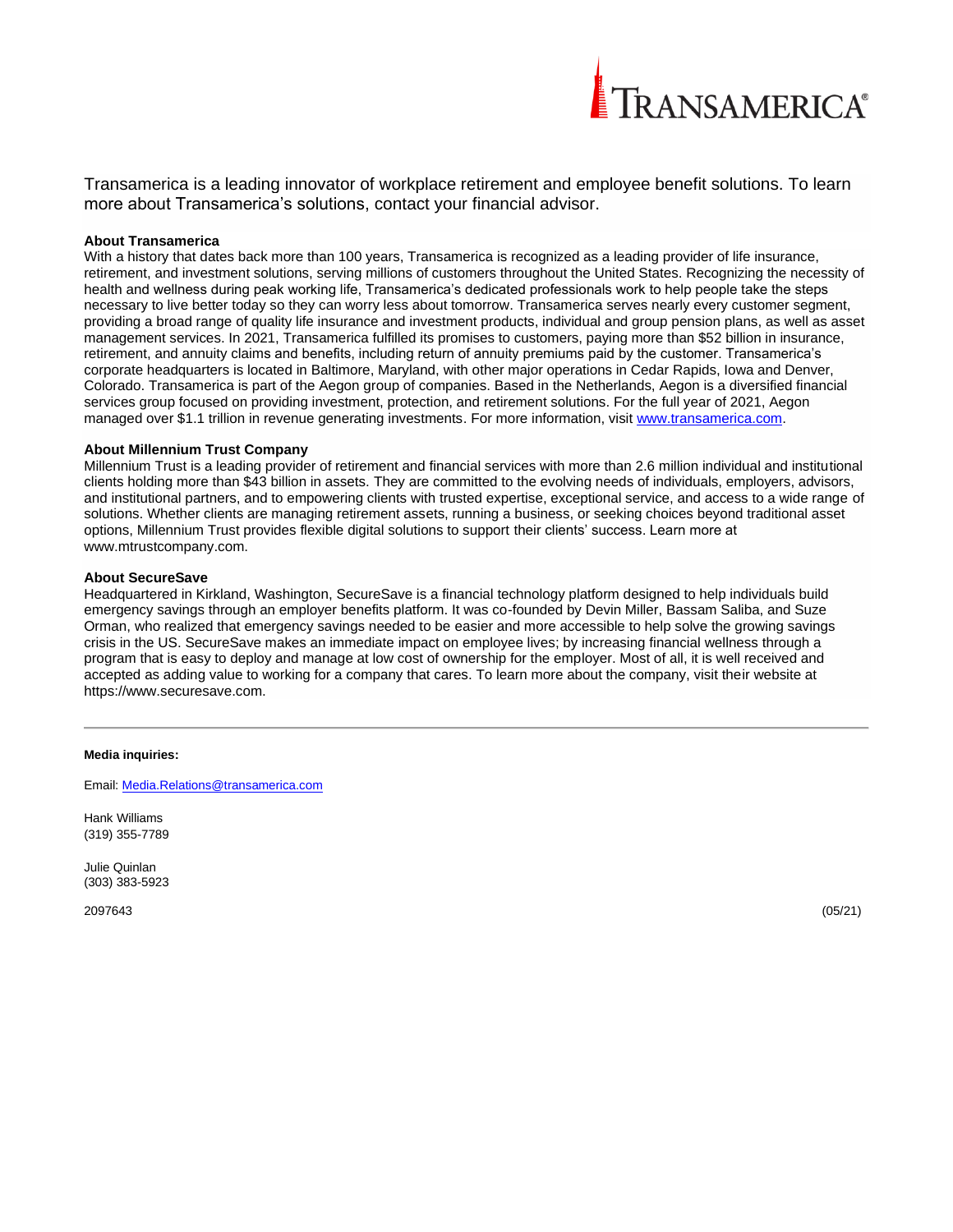Transamerica is a leading innovator of workplace retirement and employee benefit solutions. To learn more about Transamerica's solutions, contact your financial advisor.

**About Transamerica**

With a history that dates back more than 100 years, Transamerica is recognized as a leading provider of life insurance, retirement, and investment solutions, serving millions of customers throughout the United States. Recognizing the necessity of health and wellness during peak working life, Transamerica's dedicated professionals work to help people take the steps necessary to live better today so they can worry less about tomorrow. Transamerica serves nearly every customer segment, providing a broad range of quality life insurance and investment products, individual and group pension plans, as well as asset management services. In 2021, Transamerica fulfilled its promises to customers, paying more than $52 billion in insurance, retirement, and annuity claims and benefits, including return of annuity premiums paid by the customer. Transamerica's corporate headquarters is located in Baltimore, Maryland, with other major operations in Cedar Rapids, Iowa and Denver, Colorado. Transamerica is part of the Aegon group of companies. Based in the Netherlands, Aegon is a diversified financial services group focused on providing investment, protection, and retirement solutions. For the full year of 2021, Aegon managed over $1.1 trillion in revenue generating investments. For more information, visit www.transamerica.com.

**About Millennium Trust Company**

Millennium Trust is a leading provider of retirement and financial services with more than 2.6 million individual and institutional clients holding more than $43 billion in assets. They are committed to the evolving needs of individuals, employers, advisors, and institutional partners, and to empowering clients with trusted expertise, exceptional service, and access to a wide range of solutions. Whether clients are managing retirement assets, running a business, or seeking choices beyond traditional asset options, Millennium Trust provides flexible digital solutions to support their clients' success. Learn more at www.mtrustcompany.com.

**About SecureSave**

Headquartered in Kirkland, Washington, SecureSave is a financial technology platform designed to help individuals build emergency savings through an employer benefits platform. It was co-founded by Devin Miller, Bassam Saliba, and Suze Orman, who realized that emergency savings needed to be easier and more accessible to help solve the growing savings crisis in the US. SecureSave makes an immediate impact on employee lives; by increasing financial wellness through a program that is easy to deploy and manage at low cost of ownership for the employer. Most of all, it is well received and accepted as adding value to working for a company that cares. To learn more about the company, visit their website at https://www.securesave.com.

---

**Media inquiries:**

Email: Media.Relations@transamerica.com

Hank Williams
(319) 355-7789

Julie Quinlan
(303) 383-5923

2097643 (05/21)